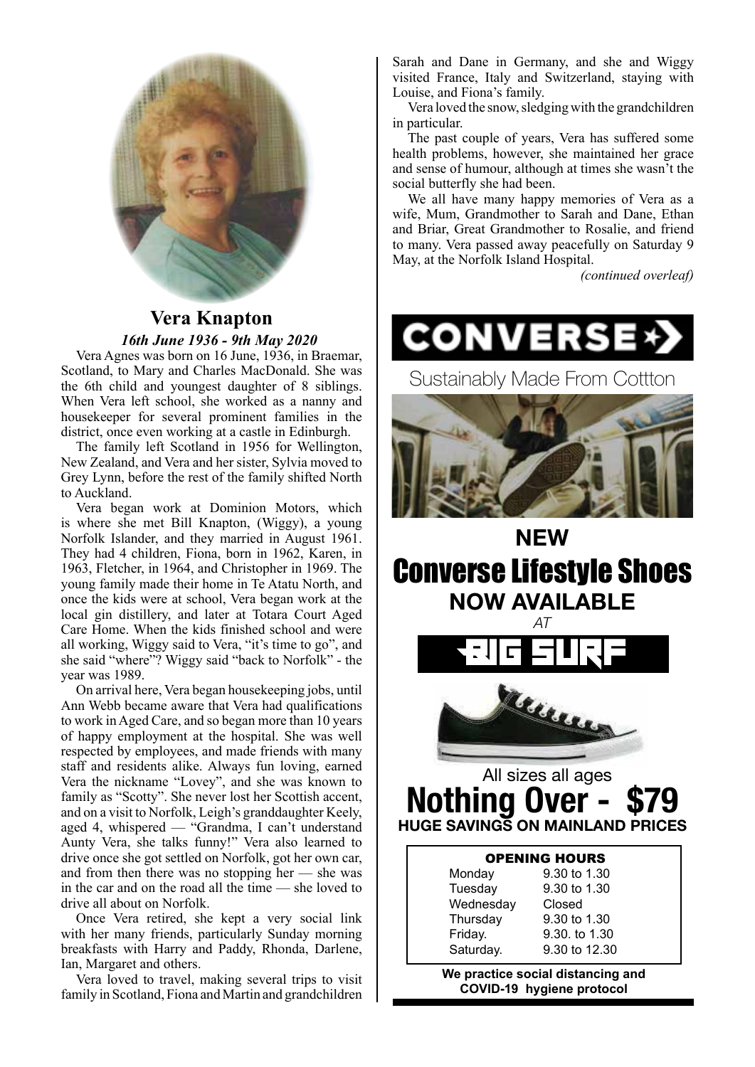## Vera Knapton

*16th June 1936 - 9th May 2020*

Vera Agnes was born on 16 June, 1936, in Braemar, Scotland, to Mary and Charles MacDonald. She was the 6th child and youngest daughter of 8 siblings. When Vera left school, she worked as a nanny and housekeeper for several prominent families in the district, once even working at a castle in Edinburgh.

The family left Scotland in 1956 for Wellington, New Zealand, and Vera and her sister, Sylvia moved to Grey Lynn, before the rest of the family shifted North to Auckland.

Vera began work at Dominion Motors, which is where she met Bill Knapton, (Wiggy), a young Norfolk Islander, and they married in August 1961. They had 4 children, Fiona, born in 1962, Karen, in 1963, Fletcher, in 1964, and Christopher in 1969. The young family made their home in Te Atatu North, and once the kids were at school, Vera began work at the local gin distillery, and later at Totara Court Aged Care Home. When the kids finished school and were all working, Wiggy said to Vera, "it's time to go", and she said "where"? Wiggy said "back to Norfolk" - the year was 1989.

On arrival here, Vera began housekeeping jobs, until Ann Webb became aware that Vera had qualifications to work in Aged Care, and so began more than 10 years of happy employment at the hospital. She was well respected by employees, and made friends with many staff and residents alike. Always fun loving, earned Vera the nickname "Lovey", and she was known to family as "Scotty". She never lost her Scottish accent, and on a visit to Norfolk, Leigh's granddaughter Keely, aged 4, whispered — "Grandma, I can't understand Aunty Vera, she talks funny!" Vera also learned to drive once she got settled on Norfolk, got her own car, and from then there was no stopping her — she was in the car and on the road all the time — she loved to drive all about on Norfolk.

Once Vera retired, she kept a very social link with her many friends, particularly Sunday morning breakfasts with Harry and Paddy, Rhonda, Darlene, Ian, Margaret and others.

Vera loved to travel, making several trips to visit family in Scotland, Fiona and Martin and grandchildren Sarah and Dane in Germany, and she and Wiggy visited France, Italy and Switzerland, staying with Louise, and Fiona's family.

Vera loved the snow, sledging with the grandchildren in particular.

The past couple of years, Vera has suffered some health problems, however, she maintained her grace and sense of humour, although at times she wasn't the social butterfly she had been.

We all have many happy memories of Vera as a wife, Mum, Grandmother to Sarah and Dane, Ethan and Briar, Great Grandmother to Rosalie, and friend to many. Vera passed away peacefully on Saturday 9 May, at the Norfolk Island Hospital.

*(continued overleaf)*

---

# CONVERSE

Sustainably Made From Cottton

## NEW

# Converse Lifestyle Shoes

## NOW AVAILABLE

*AT*

## BIG SURF

All sizes all ages

# Nothing Over - $79

**HUGE SAVINGS ON MAINLAND PRICES**

**OPENING HOURS**

| | |
|---|---|
| Monday | 9.30 to 1.30 |
| Tuesday | 9.30 to 1.30 |
| Wednesday | Closed |
| Thursday | 9.30 to 1.30 |
| Friday. | 9.30. to 1.30 |
| Saturday. | 9.30 to 12.30 |

**We practice social distancing and COVID-19 hygiene protocol**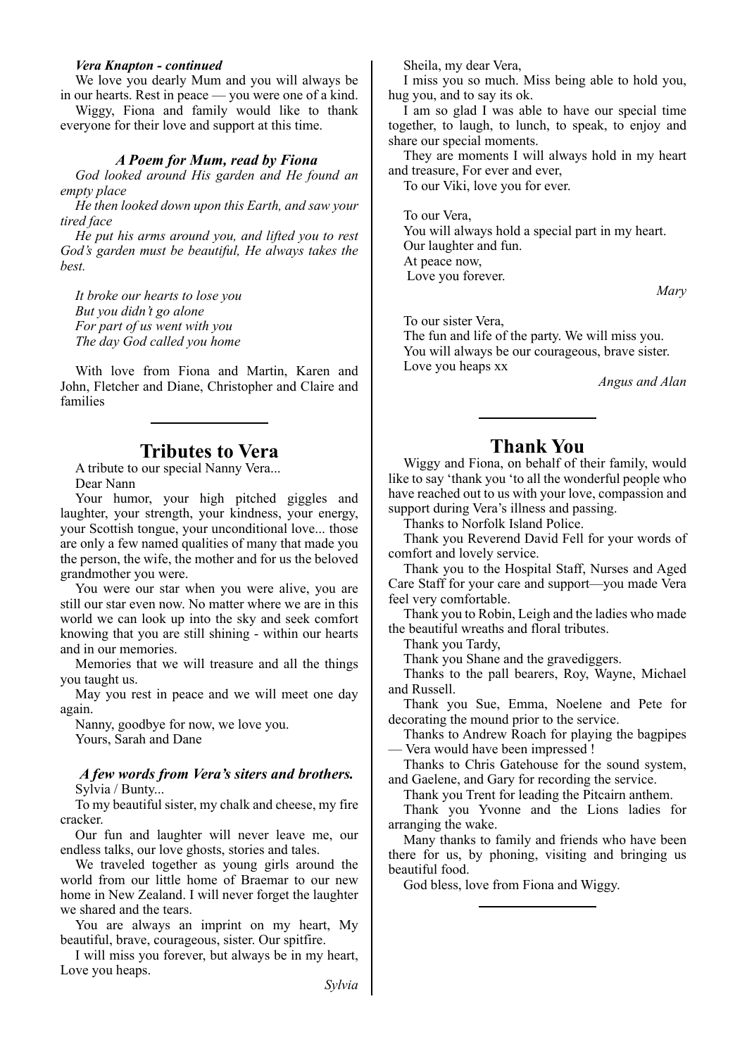***Vera Knapton - continued***

We love you dearly Mum and you will always be in our hearts. Rest in peace — you were one of a kind.

Wiggy, Fiona and family would like to thank everyone for their love and support at this time.

### *A Poem for Mum, read by Fiona*

*God looked around His garden and He found an empty place*

*He then looked down upon this Earth, and saw your tired face*

*He put his arms around you, and lifted you to rest God's garden must be beautiful, He always takes the best.*

*It broke our hearts to lose you*
*But you didn't go alone*
*For part of us went with you*
*The day God called you home*

With love from Fiona and Martin, Karen and John, Fletcher and Diane, Christopher and Claire and families

---

## Tributes to Vera

A tribute to our special Nanny Vera...

Dear Nann

Your humor, your high pitched giggles and laughter, your strength, your kindness, your energy, your Scottish tongue, your unconditional love... those are only a few named qualities of many that made you the person, the wife, the mother and for us the beloved grandmother you were.

You were our star when you were alive, you are still our star even now. No matter where we are in this world we can look up into the sky and seek comfort knowing that you are still shining - within our hearts and in our memories.

Memories that we will treasure and all the things you taught us.

May you rest in peace and we will meet one day again.

Nanny, goodbye for now, we love you.

Yours, Sarah and Dane

### *A few words from Vera's siters and brothers.*

Sylvia / Bunty...

To my beautiful sister, my chalk and cheese, my fire cracker.

Our fun and laughter will never leave me, our endless talks, our love ghosts, stories and tales.

We traveled together as young girls around the world from our little home of Braemar to our new home in New Zealand. I will never forget the laughter we shared and the tears.

You are always an imprint on my heart, My beautiful, brave, courageous, sister. Our spitfire.

I will miss you forever, but always be in my heart, Love you heaps.

*Sylvia*

Sheila, my dear Vera,

I miss you so much. Miss being able to hold you, hug you, and to say its ok.

I am so glad I was able to have our special time together, to laugh, to lunch, to speak, to enjoy and share our special moments.

They are moments I will always hold in my heart and treasure, For ever and ever,

To our Viki, love you for ever.

To our Vera,
You will always hold a special part in my heart.
Our laughter and fun.
At peace now,
Love you forever.

*Mary*

To our sister Vera,
The fun and life of the party. We will miss you.
You will always be our courageous, brave sister.
Love you heaps xx

*Angus and Alan*

---

## Thank You

Wiggy and Fiona, on behalf of their family, would like to say 'thank you 'to all the wonderful people who have reached out to us with your love, compassion and support during Vera's illness and passing.

Thanks to Norfolk Island Police.

Thank you Reverend David Fell for your words of comfort and lovely service.

Thank you to the Hospital Staff, Nurses and Aged Care Staff for your care and support—you made Vera feel very comfortable.

Thank you to Robin, Leigh and the ladies who made the beautiful wreaths and floral tributes.

Thank you Tardy,

Thank you Shane and the gravediggers.

Thanks to the pall bearers, Roy, Wayne, Michael and Russell.

Thank you Sue, Emma, Noelene and Pete for decorating the mound prior to the service.

Thanks to Andrew Roach for playing the bagpipes — Vera would have been impressed !

Thanks to Chris Gatehouse for the sound system, and Gaelene, and Gary for recording the service.

Thank you Trent for leading the Pitcairn anthem.

Thank you Yvonne and the Lions ladies for arranging the wake.

Many thanks to family and friends who have been there for us, by phoning, visiting and bringing us beautiful food.

God bless, love from Fiona and Wiggy.

---